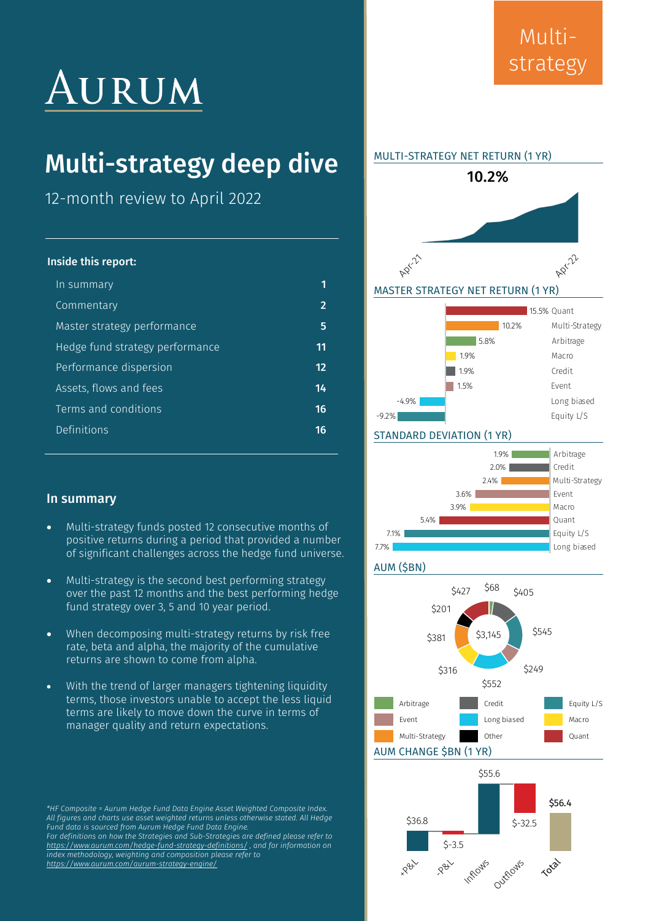# AURUM

Multi-strategy

# Multi-strategy deep dive

12-month review to April 2022

**Inside this report:**

| | |
|---|---|
| In summary | 1 |
| Commentary | 2 |
| Master strategy performance | 5 |
| Hedge fund strategy performance | 11 |
| Performance dispersion | 12 |
| Assets, flows and fees | 14 |
| Terms and conditions | 16 |
| Definitions | 16 |

## In summary

- Multi-strategy funds posted 12 consecutive months of positive returns during a period that provided a number of significant challenges across the hedge fund universe.
- Multi-strategy is the second best performing strategy over the past 12 months and the best performing hedge fund strategy over 3, 5 and 10 year period.
- When decomposing multi-strategy returns by risk free rate, beta and alpha, the majority of the cumulative returns are shown to come from alpha.
- With the trend of larger managers tightening liquidity terms, those investors unable to accept the less liquid terms are likely to move down the curve in terms of manager quality and return expectations.

### MULTI-STRATEGY NET RETURN (1 YR)

**10.2%**

Apr-21 — Apr-22

### MASTER STRATEGY NET RETURN (1 YR)

| Strategy | Return |
|---|---|
| Quant | 15.5% |
| Multi-Strategy | 10.2% |
| Arbitrage | 5.8% |
| Macro | 1.9% |
| Credit | 1.9% |
| Event | 1.5% |
| Long biased | -4.9% |
| Equity L/S | -9.2% |

### STANDARD DEVIATION (1 YR)

| Strategy | Std Dev |
|---|---|
| Arbitrage | 1.9% |
| Credit | 2.0% |
| Multi-Strategy | 2.4% |
| Event | 3.6% |
| Macro | 3.9% |
| Quant | 5.4% |
| Equity L/S | 7.1% |
| Long biased | 7.7% |

### AUM ($BN)

Total: $3,145

| Strategy | AUM ($bn) |
|---|---|
| Arbitrage | $68 |
| Credit | $405 |
| Equity L/S | $545 |
| Event | $249 |
| Long biased | $552 |
| Macro | $316 |
| Multi-Strategy | $381 |
| Other | $201 |
| Quant | $427 |

### AUM CHANGE $BN (1 YR)

| +P&L | -P&L | Inflows | Outflows | Total |
|---|---|---|---|---|
| $36.8 | $-3.5 | $55.6 | $-32.5 | $56.4 |

*\*HF Composite = Aurum Hedge Fund Data Engine Asset Weighted Composite Index. All figures and charts use asset weighted returns unless otherwise stated. All Hedge Fund data is sourced from Aurum Hedge Fund Data Engine. For definitions on how the Strategies and Sub-Strategies are defined please refer to https://www.aurum.com/hedge-fund-strategy-definitions/ , and for information on index methodology, weighting and composition please refer to https://www.aurum.com/aurum-strategy-engine/*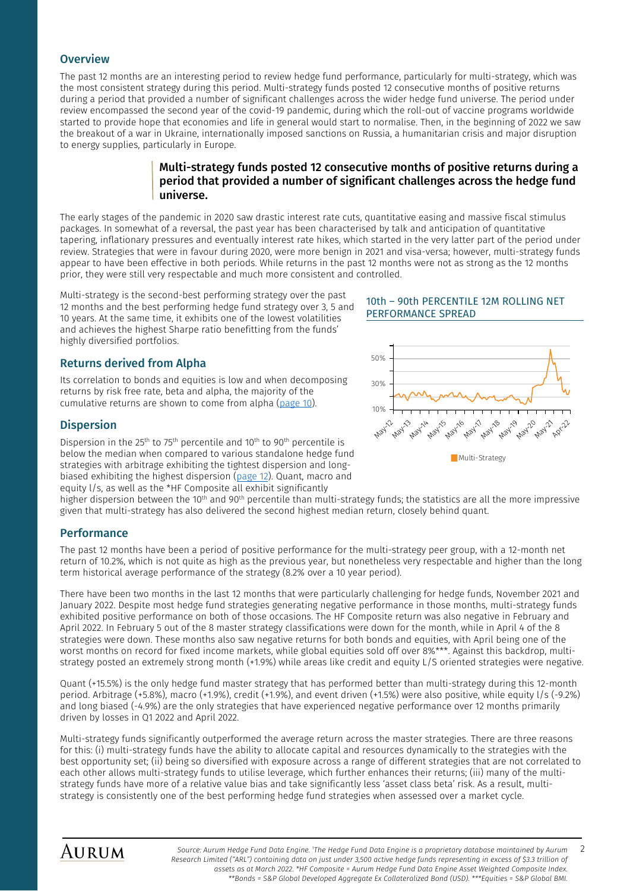## Overview

The past 12 months are an interesting period to review hedge fund performance, particularly for multi-strategy, which was the most consistent strategy during this period. Multi-strategy funds posted 12 consecutive months of positive returns during a period that provided a number of significant challenges across the wider hedge fund universe. The period under review encompassed the second year of the covid-19 pandemic, during which the roll-out of vaccine programs worldwide started to provide hope that economies and life in general would start to normalise. Then, in the beginning of 2022 we saw the breakout of a war in Ukraine, internationally imposed sanctions on Russia, a humanitarian crisis and major disruption to energy supplies, particularly in Europe.

> **Multi-strategy funds posted 12 consecutive months of positive returns during a period that provided a number of significant challenges across the hedge fund universe.**

The early stages of the pandemic in 2020 saw drastic interest rate cuts, quantitative easing and massive fiscal stimulus packages. In somewhat of a reversal, the past year has been characterised by talk and anticipation of quantitative tapering, inflationary pressures and eventually interest rate hikes, which started in the very latter part of the period under review. Strategies that were in favour during 2020, were more benign in 2021 and visa-versa; however, multi-strategy funds appear to have been effective in both periods. While returns in the past 12 months were not as strong as the 12 months prior, they were still very respectable and much more consistent and controlled.

Multi-strategy is the second-best performing strategy over the past 12 months and the best performing hedge fund strategy over 3, 5 and 10 years. At the same time, it exhibits one of the lowest volatilities and achieves the highest Sharpe ratio benefitting from the funds' highly diversified portfolios.

### Returns derived from Alpha

Its correlation to bonds and equities is low and when decomposing returns by risk free rate, beta and alpha, the majority of the cumulative returns are shown to come from alpha (page 10).

### Dispersion

Dispersion in the 25th to 75th percentile and 10th to 90th percentile is below the median when compared to various standalone hedge fund strategies with arbitrage exhibiting the tightest dispersion and long-biased exhibiting the highest dispersion (page 12). Quant, macro and equity l/s, as well as the *HF Composite all exhibit significantly higher dispersion between the 10th and 90th percentile than multi-strategy funds; the statistics are all the more impressive given that multi-strategy has also delivered the second highest median return, closely behind quant.

10th – 90th PERCENTILE 12M ROLLING NET PERFORMANCE SPREAD

Multi-Strategy

### Performance

The past 12 months have been a period of positive performance for the multi-strategy peer group, with a 12-month net return of 10.2%, which is not quite as high as the previous year, but nonetheless very respectable and higher than the long term historical average performance of the strategy (8.2% over a 10 year period).

There have been two months in the last 12 months that were particularly challenging for hedge funds, November 2021 and January 2022. Despite most hedge fund strategies generating negative performance in those months, multi-strategy funds exhibited positive performance on both of those occasions. The HF Composite return was also negative in February and April 2022. In February 5 out of the 8 master strategy classifications were down for the month, while in April 4 of the 8 strategies were down. These months also saw negative returns for both bonds and equities, with April being one of the worst months on record for fixed income markets, while global equities sold off over 8%***. Against this backdrop, multi-strategy posted an extremely strong month (+1.9%) while areas like credit and equity L/S oriented strategies were negative.

Quant (+15.5%) is the only hedge fund master strategy that has performed better than multi-strategy during this 12-month period. Arbitrage (+5.8%), macro (+1.9%), credit (+1.9%), and event driven (+1.5%) were also positive, while equity l/s (-9.2%) and long biased (-4.9%) are the only strategies that have experienced negative performance over 12 months primarily driven by losses in Q1 2022 and April 2022.

Multi-strategy funds significantly outperformed the average return across the master strategies. There are three reasons for this: (i) multi-strategy funds have the ability to allocate capital and resources dynamically to the strategies with the best opportunity set; (ii) being so diversified with exposure across a range of different strategies that are not correlated to each other allows multi-strategy funds to utilise leverage, which further enhances their returns; (iii) many of the multi-strategy funds have more of a relative value bias and take significantly less 'asset class beta' risk. As a result, multi-strategy is consistently one of the best performing hedge fund strategies when assessed over a market cycle.

*Source: Aurum Hedge Fund Data Engine. [1]The Hedge Fund Data Engine is a proprietary database maintained by Aurum Research Limited ("ARL") containing data on just under 3,500 active hedge funds representing in excess of $3.3 trillion of assets as at March 2022. *HF Composite = Aurum Hedge Fund Data Engine Asset Weighted Composite Index. **Bonds = S&P Global Developed Aggregate Ex Collateralized Bond (USD). ***Equities = S&P Global BMI.*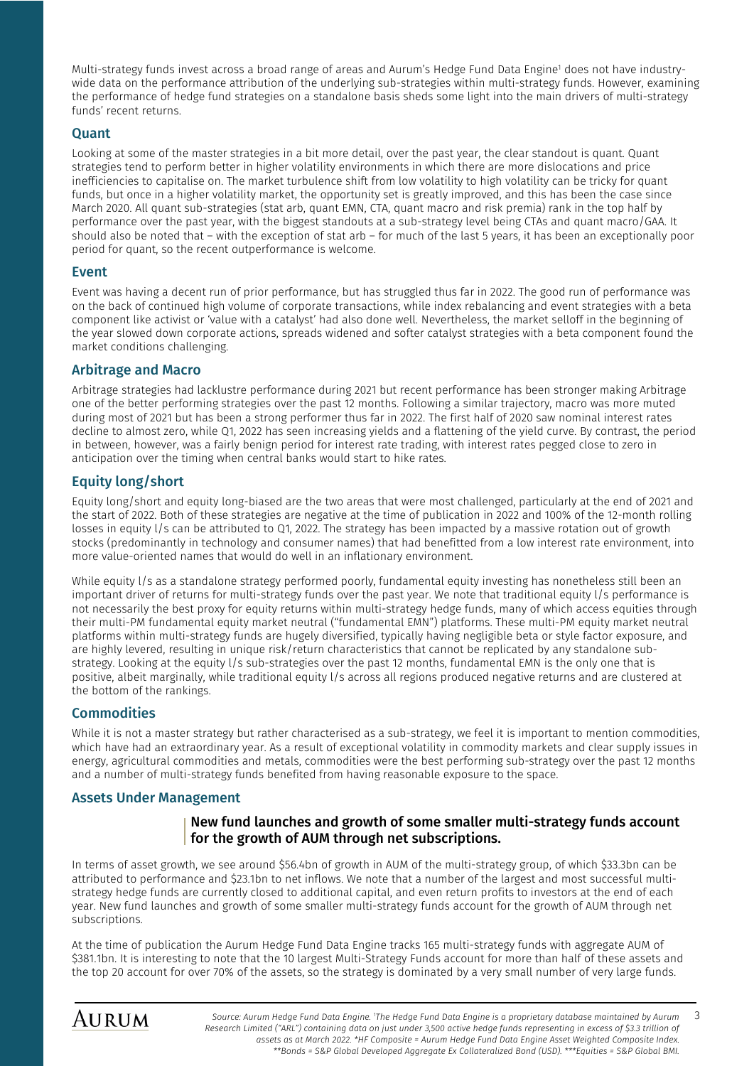Multi-strategy funds invest across a broad range of areas and Aurum's Hedge Fund Data Engine[1] does not have industry-wide data on the performance attribution of the underlying sub-strategies within multi-strategy funds. However, examining the performance of hedge fund strategies on a standalone basis sheds some light into the main drivers of multi-strategy funds' recent returns.

## Quant

Looking at some of the master strategies in a bit more detail, over the past year, the clear standout is quant. Quant strategies tend to perform better in higher volatility environments in which there are more dislocations and price inefficiencies to capitalise on. The market turbulence shift from low volatility to high volatility can be tricky for quant funds, but once in a higher volatility market, the opportunity set is greatly improved, and this has been the case since March 2020. All quant sub-strategies (stat arb, quant EMN, CTA, quant macro and risk premia) rank in the top half by performance over the past year, with the biggest standouts at a sub-strategy level being CTAs and quant macro/GAA. It should also be noted that – with the exception of stat arb – for much of the last 5 years, it has been an exceptionally poor period for quant, so the recent outperformance is welcome.

## Event

Event was having a decent run of prior performance, but has struggled thus far in 2022. The good run of performance was on the back of continued high volume of corporate transactions, while index rebalancing and event strategies with a beta component like activist or 'value with a catalyst' had also done well. Nevertheless, the market selloff in the beginning of the year slowed down corporate actions, spreads widened and softer catalyst strategies with a beta component found the market conditions challenging.

## Arbitrage and Macro

Arbitrage strategies had lacklustre performance during 2021 but recent performance has been stronger making Arbitrage one of the better performing strategies over the past 12 months. Following a similar trajectory, macro was more muted during most of 2021 but has been a strong performer thus far in 2022. The first half of 2020 saw nominal interest rates decline to almost zero, while Q1, 2022 has seen increasing yields and a flattening of the yield curve. By contrast, the period in between, however, was a fairly benign period for interest rate trading, with interest rates pegged close to zero in anticipation over the timing when central banks would start to hike rates.

## Equity long/short

Equity long/short and equity long-biased are the two areas that were most challenged, particularly at the end of 2021 and the start of 2022. Both of these strategies are negative at the time of publication in 2022 and 100% of the 12-month rolling losses in equity l/s can be attributed to Q1, 2022. The strategy has been impacted by a massive rotation out of growth stocks (predominantly in technology and consumer names) that had benefitted from a low interest rate environment, into more value-oriented names that would do well in an inflationary environment.

While equity l/s as a standalone strategy performed poorly, fundamental equity investing has nonetheless still been an important driver of returns for multi-strategy funds over the past year. We note that traditional equity l/s performance is not necessarily the best proxy for equity returns within multi-strategy hedge funds, many of which access equities through their multi-PM fundamental equity market neutral ("fundamental EMN") platforms. These multi-PM equity market neutral platforms within multi-strategy funds are hugely diversified, typically having negligible beta or style factor exposure, and are highly levered, resulting in unique risk/return characteristics that cannot be replicated by any standalone sub-strategy. Looking at the equity l/s sub-strategies over the past 12 months, fundamental EMN is the only one that is positive, albeit marginally, while traditional equity l/s across all regions produced negative returns and are clustered at the bottom of the rankings.

## Commodities

While it is not a master strategy but rather characterised as a sub-strategy, we feel it is important to mention commodities, which have had an extraordinary year. As a result of exceptional volatility in commodity markets and clear supply issues in energy, agricultural commodities and metals, commodities were the best performing sub-strategy over the past 12 months and a number of multi-strategy funds benefited from having reasonable exposure to the space.

## Assets Under Management

> **New fund launches and growth of some smaller multi-strategy funds account for the growth of AUM through net subscriptions.**

In terms of asset growth, we see around $56.4bn of growth in AUM of the multi-strategy group, of which $33.3bn can be attributed to performance and $23.1bn to net inflows. We note that a number of the largest and most successful multi-strategy hedge funds are currently closed to additional capital, and even return profits to investors at the end of each year. New fund launches and growth of some smaller multi-strategy funds account for the growth of AUM through net subscriptions.

At the time of publication the Aurum Hedge Fund Data Engine tracks 165 multi-strategy funds with aggregate AUM of $381.1bn. It is interesting to note that the 10 largest Multi-Strategy Funds account for more than half of these assets and the top 20 account for over 70% of the assets, so the strategy is dominated by a very small number of very large funds.

*Source: Aurum Hedge Fund Data Engine. [1]The Hedge Fund Data Engine is a proprietary database maintained by Aurum Research Limited ("ARL") containing data on just under 3,500 active hedge funds representing in excess of $3.3 trillion of assets as at March 2022. *HF Composite = Aurum Hedge Fund Data Engine Asset Weighted Composite Index. **Bonds = S&P Global Developed Aggregate Ex Collateralized Bond (USD). ***Equities = S&P Global BMI.*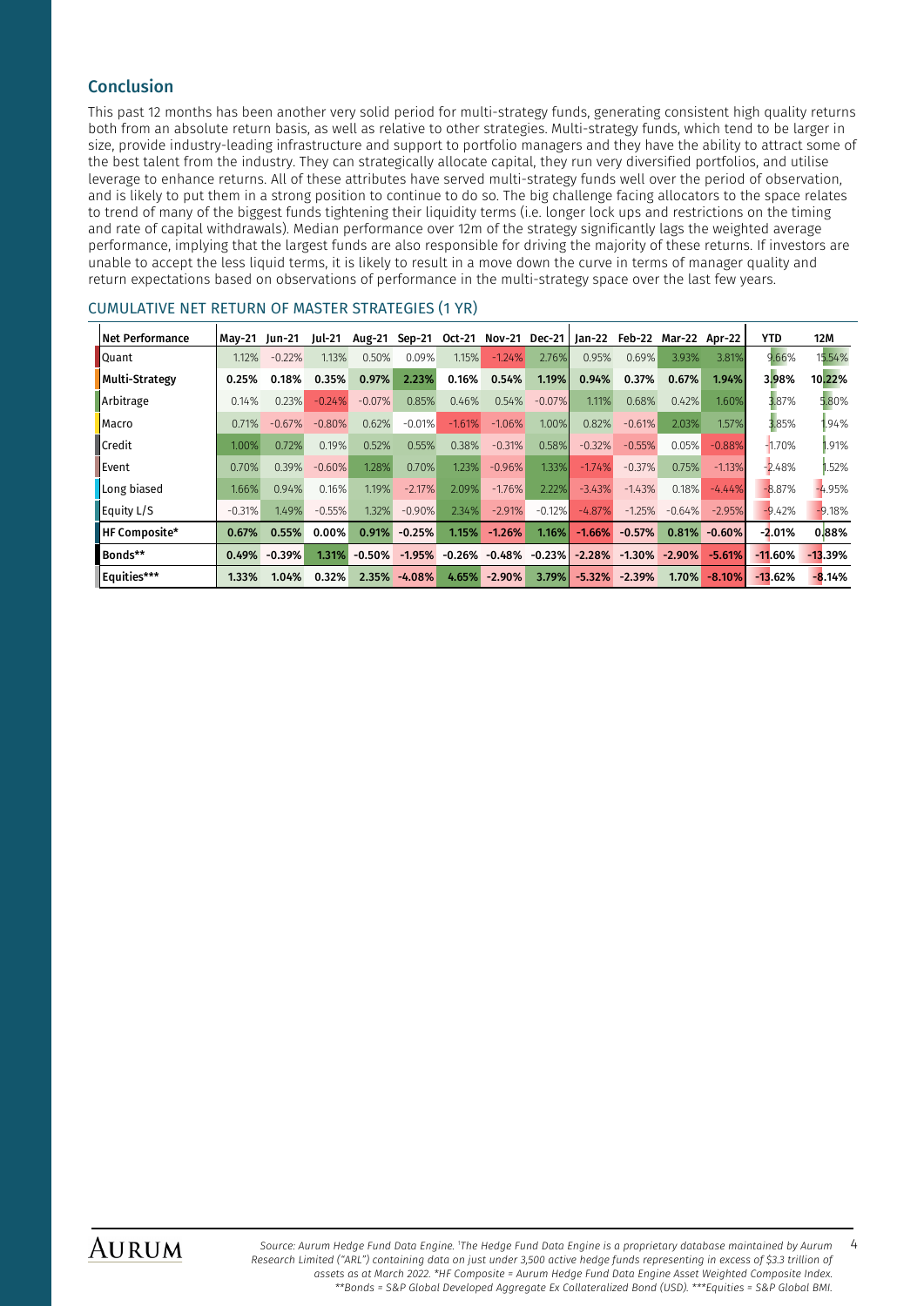## Conclusion

This past 12 months has been another very solid period for multi-strategy funds, generating consistent high quality returns both from an absolute return basis, as well as relative to other strategies. Multi-strategy funds, which tend to be larger in size, provide industry-leading infrastructure and support to portfolio managers and they have the ability to attract some of the best talent from the industry. They can strategically allocate capital, they run very diversified portfolios, and utilise leverage to enhance returns. All of these attributes have served multi-strategy funds well over the period of observation, and is likely to put them in a strong position to continue to do so. The big challenge facing allocators to the space relates to trend of many of the biggest funds tightening their liquidity terms (i.e. longer lock ups and restrictions on the timing and rate of capital withdrawals). Median performance over 12m of the strategy significantly lags the weighted average performance, implying that the largest funds are also responsible for driving the majority of these returns. If investors are unable to accept the less liquid terms, it is likely to result in a move down the curve in terms of manager quality and return expectations based on observations of performance in the multi-strategy space over the last few years.

### CUMULATIVE NET RETURN OF MASTER STRATEGIES (1 YR)

| Net Performance | May-21 | Jun-21 | Jul-21 | Aug-21 | Sep-21 | Oct-21 | Nov-21 | Dec-21 | Jan-22 | Feb-22 | Mar-22 | Apr-22 | YTD | 12M |
|---|---|---|---|---|---|---|---|---|---|---|---|---|---|---|
| Quant | 1.12% | -0.22% | 1.13% | 0.50% | 0.09% | 1.15% | -1.24% | 2.76% | 0.95% | 0.69% | 3.93% | 3.81% | 9.66% | 15.54% |
| **Multi-Strategy** | **0.25%** | **0.18%** | **0.35%** | **0.97%** | **2.23%** | **0.16%** | **0.54%** | **1.19%** | **0.94%** | **0.37%** | **0.67%** | **1.94%** | **3.98%** | **10.22%** |
| Arbitrage | 0.14% | 0.23% | -0.24% | -0.07% | 0.85% | 0.46% | 0.54% | -0.07% | 1.11% | 0.68% | 0.42% | 1.60% | 3.87% | 5.80% |
| Macro | 0.71% | -0.67% | -0.80% | 0.62% | -0.01% | -1.61% | -1.06% | 1.00% | 0.82% | -0.61% | 2.03% | 1.57% | 3.85% | 1.94% |
| Credit | 1.00% | 0.72% | 0.19% | 0.52% | 0.55% | 0.38% | -0.31% | 0.58% | -0.32% | -0.55% | 0.05% | -0.88% | -1.70% | 1.91% |
| Event | 0.70% | 0.39% | -0.60% | 1.28% | 0.70% | 1.23% | -0.96% | 1.33% | -1.74% | -0.37% | 0.75% | -1.13% | -2.48% | 1.52% |
| Long biased | 1.66% | 0.94% | 0.16% | 1.19% | -2.17% | 2.09% | -1.76% | 2.22% | -3.43% | -1.43% | 0.18% | -4.44% | -8.87% | -4.95% |
| Equity L/S | -0.31% | 1.49% | -0.55% | 1.32% | -0.90% | 2.34% | -2.91% | -0.12% | -4.87% | -1.25% | -0.64% | -2.95% | -9.42% | -9.18% |
| **HF Composite*** | **0.67%** | **0.55%** | **0.00%** | **0.91%** | **-0.25%** | **1.15%** | **-1.26%** | **1.16%** | **-1.66%** | **-0.57%** | **0.81%** | **-0.60%** | **-2.01%** | **0.88%** |
| **Bonds**** | **0.49%** | **-0.39%** | **1.31%** | **-0.50%** | **-1.95%** | **-0.26%** | **-0.48%** | **-0.23%** | **-2.28%** | **-1.30%** | **-2.90%** | **-5.61%** | **-11.60%** | **-13.39%** |
| **Equities***** | **1.33%** | **1.04%** | **0.32%** | **2.35%** | **-4.08%** | **4.65%** | **-2.90%** | **3.79%** | **-5.32%** | **-2.39%** | **1.70%** | **-8.10%** | **-13.62%** | **-8.14%** |

*Source: Aurum Hedge Fund Data Engine. [1]The Hedge Fund Data Engine is a proprietary database maintained by Aurum Research Limited ("ARL") containing data on just under 3,500 active hedge funds representing in excess of $3.3 trillion of assets as at March 2022. *HF Composite = Aurum Hedge Fund Data Engine Asset Weighted Composite Index. **Bonds = S&P Global Developed Aggregate Ex Collateralized Bond (USD). ***Equities = S&P Global BMI.*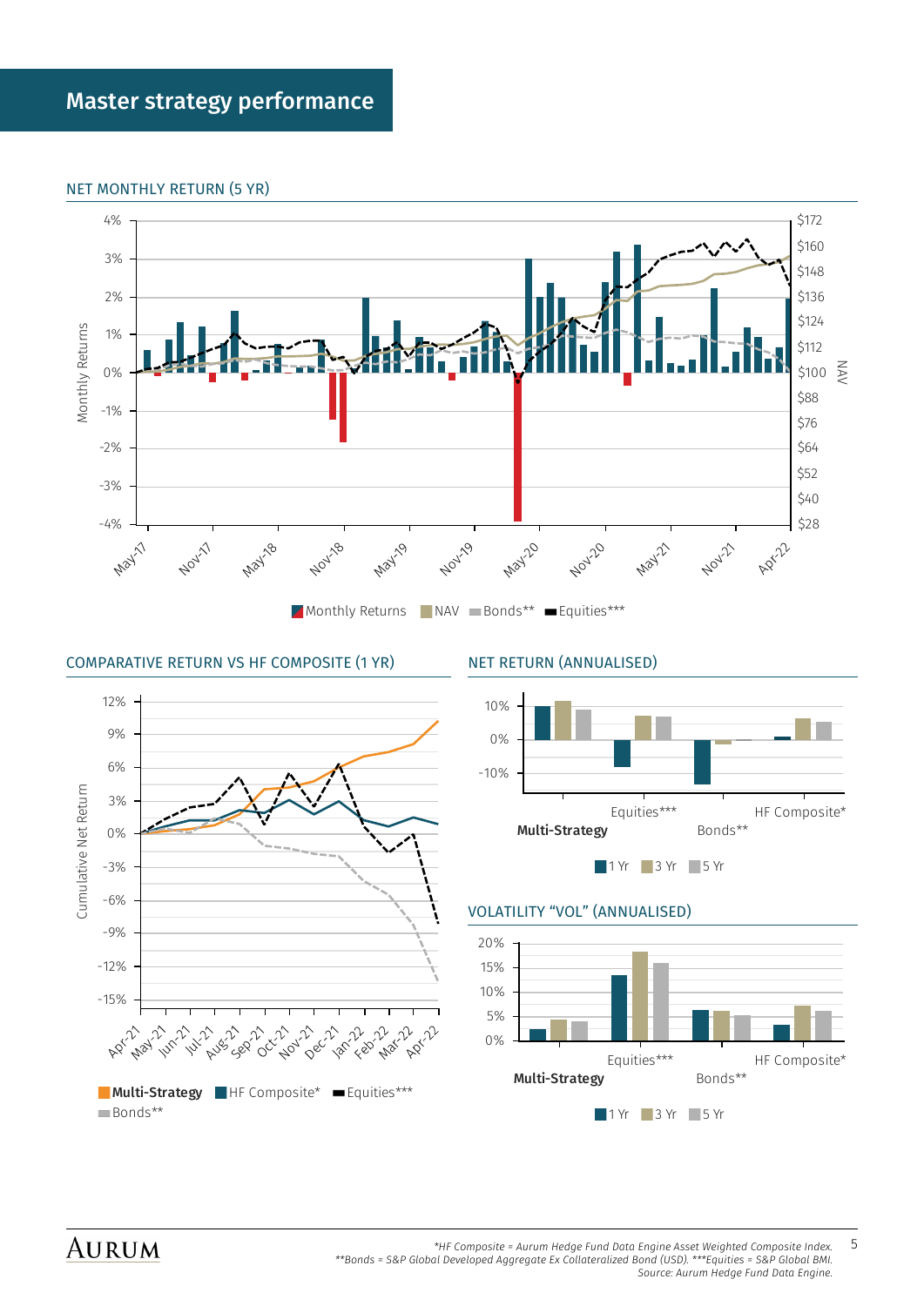# Master strategy performance

## NET MONTHLY RETURN (5 YR)

Monthly Returns | NAV | Bonds** | Equities***

## COMPARATIVE RETURN VS HF COMPOSITE (1 YR)

Multi-Strategy | HF Composite* | Equities*** | Bonds**

## NET RETURN (ANNUALISED)

1 Yr | 3 Yr | 5 Yr

## VOLATILITY "VOL" (ANNUALISED)

1 Yr | 3 Yr | 5 Yr

*\*HF Composite = Aurum Hedge Fund Data Engine Asset Weighted Composite Index. \*\*Bonds = S&P Global Developed Aggregate Ex Collateralized Bond (USD). \*\*\*Equities = S&P Global BMI. Source: Aurum Hedge Fund Data Engine.*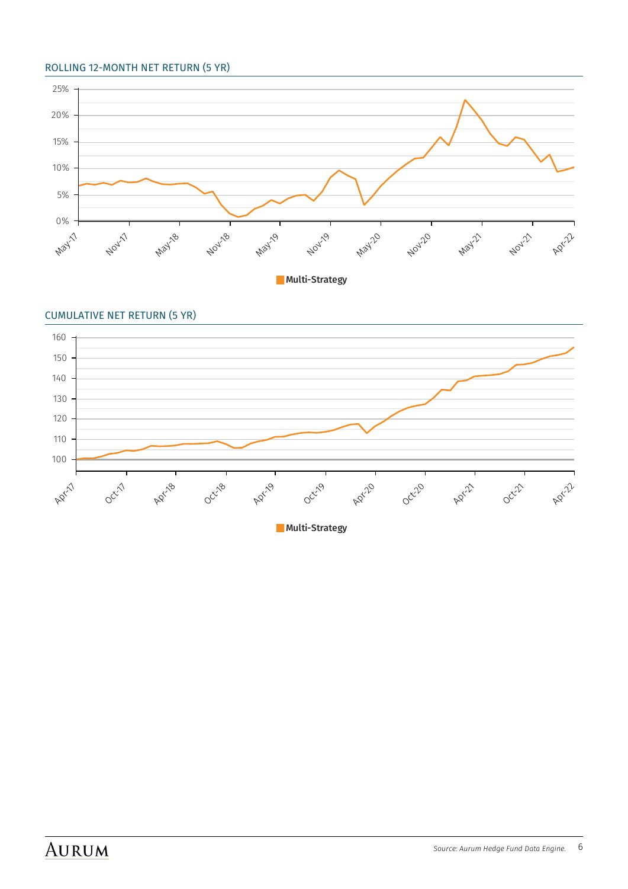## ROLLING 12-MONTH NET RETURN (5 YR)

Multi-Strategy

## CUMULATIVE NET RETURN (5 YR)

Multi-Strategy

*Source: Aurum Hedge Fund Data Engine.*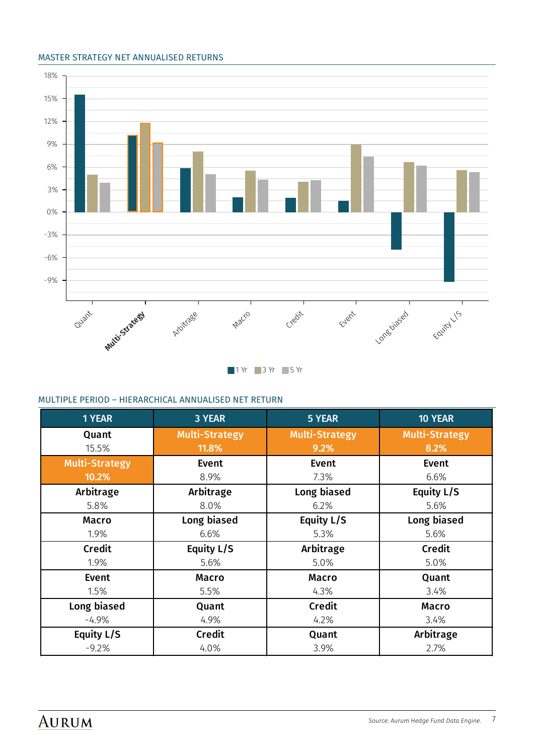MASTER STRATEGY NET ANNUALISED RETURNS

MULTIPLE PERIOD – HIERARCHICAL ANNUALISED NET RETURN

| 1 YEAR | 3 YEAR | 5 YEAR | 10 YEAR |
|---|---|---|---|
| **Quant** 15.5% | **Multi-Strategy** 11.8% | **Multi-Strategy** 9.2% | **Multi-Strategy** 8.2% |
| **Multi-Strategy** 10.2% | **Event** 8.9% | **Event** 7.3% | **Event** 6.6% |
| **Arbitrage** 5.8% | **Arbitrage** 8.0% | **Long biased** 6.2% | **Equity L/S** 5.6% |
| **Macro** 1.9% | **Long biased** 6.6% | **Equity L/S** 5.3% | **Long biased** 5.6% |
| **Credit** 1.9% | **Equity L/S** 5.6% | **Arbitrage** 5.0% | **Credit** 5.0% |
| **Event** 1.5% | **Macro** 5.5% | **Macro** 4.3% | **Quant** 3.4% |
| **Long biased** -4.9% | **Quant** 4.9% | **Credit** 4.2% | **Macro** 3.4% |
| **Equity L/S** -9.2% | **Credit** 4.0% | **Quant** 3.9% | **Arbitrage** 2.7% |

*Source: Aurum Hedge Fund Data Engine.*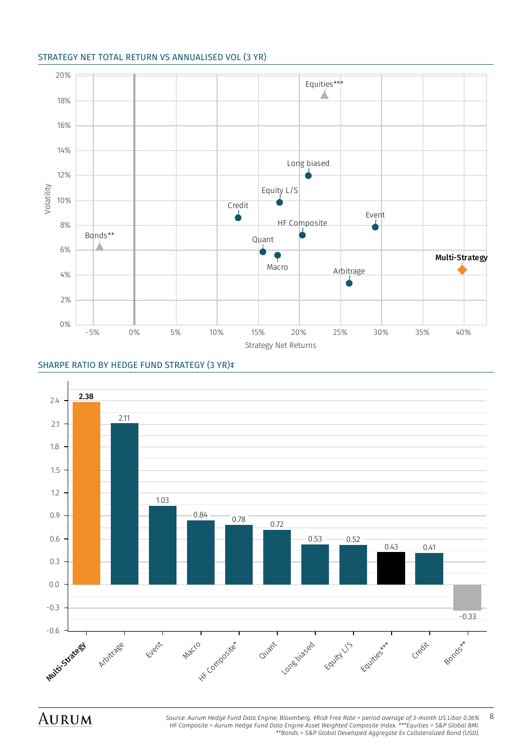## STRATEGY NET TOTAL RETURN VS ANNUALISED VOL (3 YR)

| Strategy | Strategy Net Returns | Volatility |
|---|---|---|
| Equities*** | ~23% | ~18.5% |
| Long biased | ~21% | ~12% |
| Equity L/S | ~17.5% | ~9.8% |
| Credit | ~12.5% | ~8.6% |
| HF Composite | ~20.5% | ~7.2% |
| Event | ~29% | ~7.8% |
| Bonds** | ~-4% | ~6.2% |
| Quant | ~15.5% | ~5.8% |
| Macro | ~17.5% | ~5.6% |
| Multi-Strategy | ~40% | ~4.4% |
| Arbitrage | ~26% | ~3.3% |

## SHARPE RATIO BY HEDGE FUND STRATEGY (3 YR)‡

| Strategy | Sharpe Ratio |
|---|---|
| **Multi-Strategy** | **2.38** |
| Arbitrage | 2.11 |
| Event | 1.03 |
| Macro | 0.84 |
| HF Composite* | 0.78 |
| Quant | 0.72 |
| Long biased | 0.53 |
| Equity L/S | 0.52 |
| Equities*** | 0.43 |
| Credit | 0.41 |
| Bonds** | -0.33 |

*Source: Aurum Hedge Fund Data Engine, Bloomberg. ‡Risk Free Rate = period average of 3-month US Libor 0.36% HF Composite = Aurum Hedge Fund Data Engine Asset Weighted Composite Index. ***Equities = S&P Global BMI. **Bonds = S&P Global Developed Aggregate Ex Collateralized Bond (USD).*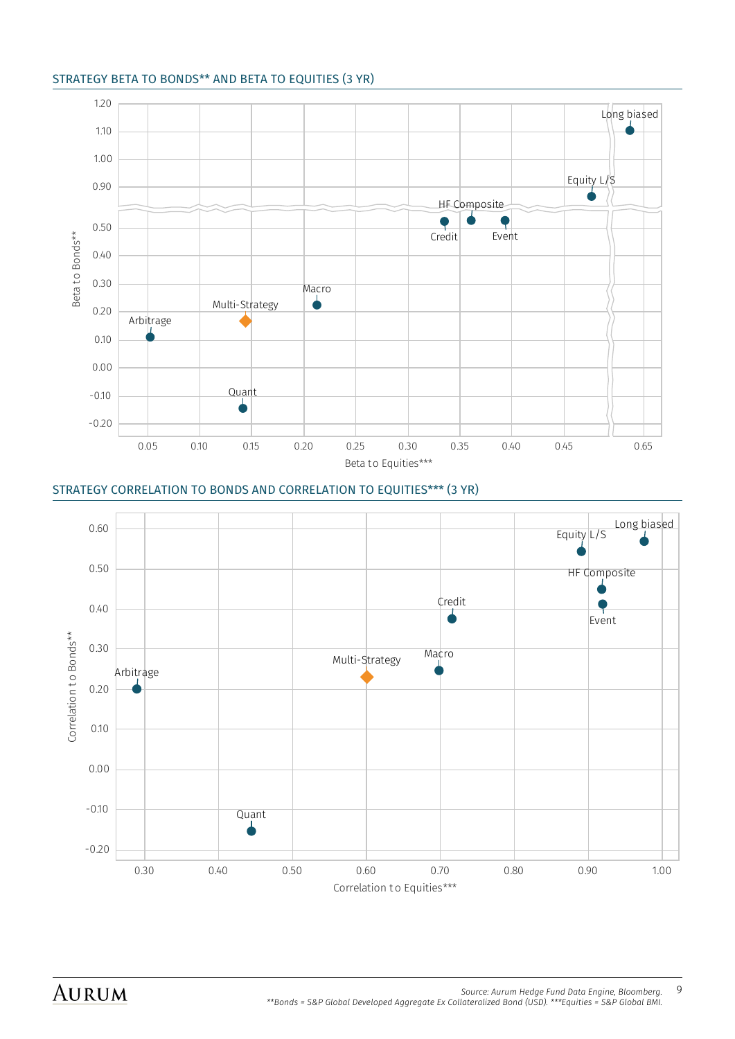## STRATEGY BETA TO BONDS** AND BETA TO EQUITIES (3 YR)

Beta to Bonds**

1.20
1.10
1.00
0.90
0.50
0.40
0.30
0.20
0.10
0.00
-0.10
-0.20

Long biased
Equity L/S
HF Composite
Credit
Event
Macro
Multi-Strategy
Arbitrage
Quant

0.05 0.10 0.15 0.20 0.25 0.30 0.35 0.40 0.45 0.65

Beta to Equities***

## STRATEGY CORRELATION TO BONDS AND CORRELATION TO EQUITIES*** (3 YR)

Correlation to Bonds**

0.60
0.50
0.40
0.30
0.20
0.10
0.00
-0.10
-0.20

Long biased
Equity L/S
HF Composite
Event
Credit
Macro
Multi-Strategy
Arbitrage
Quant

0.30 0.40 0.50 0.60 0.70 0.80 0.90 1.00

Correlation to Equities***

*Source: Aurum Hedge Fund Data Engine, Bloomberg.*
*\*\*Bonds = S&P Global Developed Aggregate Ex Collateralized Bond (USD). \*\*\*Equities = S&P Global BMI.*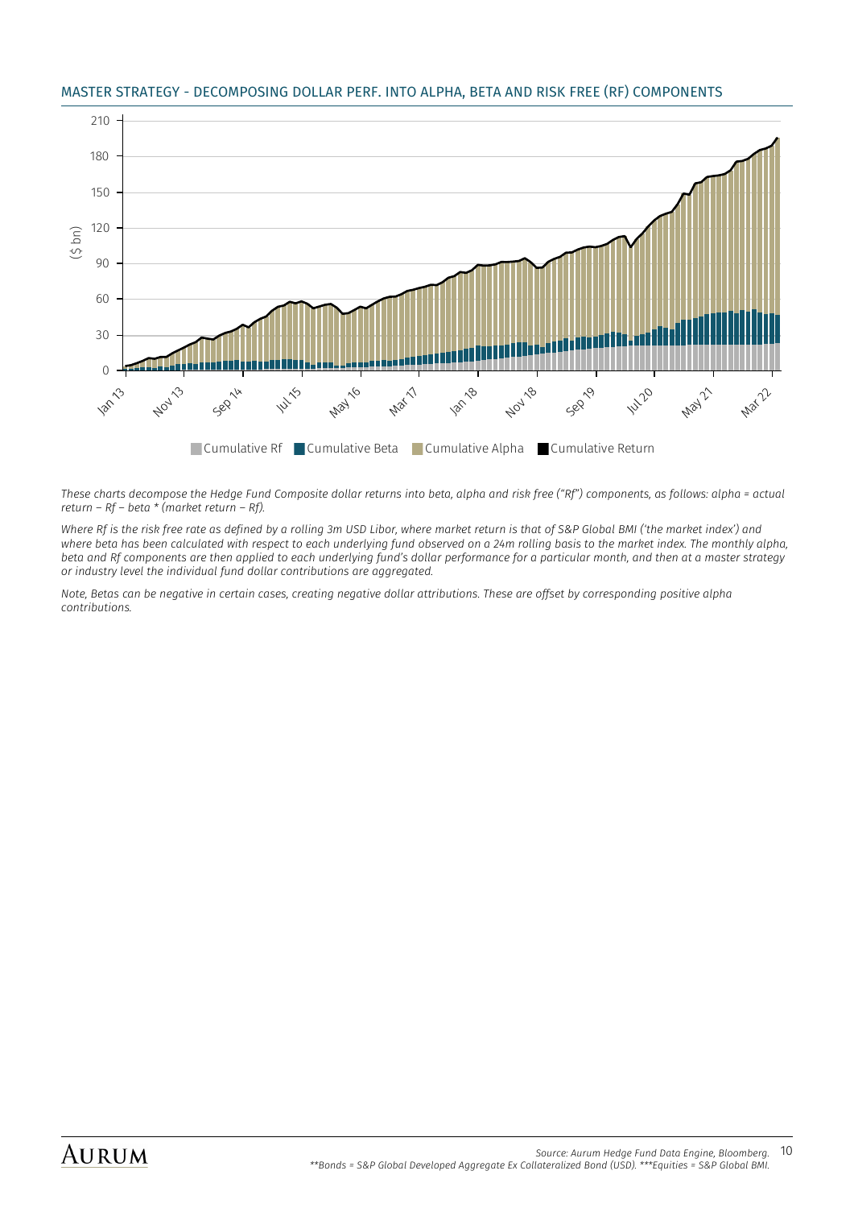MASTER STRATEGY - DECOMPOSING DOLLAR PERF. INTO ALPHA, BETA AND RISK FREE (RF) COMPONENTS

*These charts decompose the Hedge Fund Composite dollar returns into beta, alpha and risk free ("Rf") components, as follows: alpha = actual return – Rf – beta * (market return – Rf).*

*Where Rf is the risk free rate as defined by a rolling 3m USD Libor, where market return is that of S&P Global BMI ('the market index') and where beta has been calculated with respect to each underlying fund observed on a 24m rolling basis to the market index. The monthly alpha, beta and Rf components are then applied to each underlying fund's dollar performance for a particular month, and then at a master strategy or industry level the individual fund dollar contributions are aggregated.*

*Note, Betas can be negative in certain cases, creating negative dollar attributions. These are offset by corresponding positive alpha contributions.*

*Source: Aurum Hedge Fund Data Engine, Bloomberg.*
*\*\*Bonds = S&P Global Developed Aggregate Ex Collateralized Bond (USD). \*\*\*Equities = S&P Global BMI.*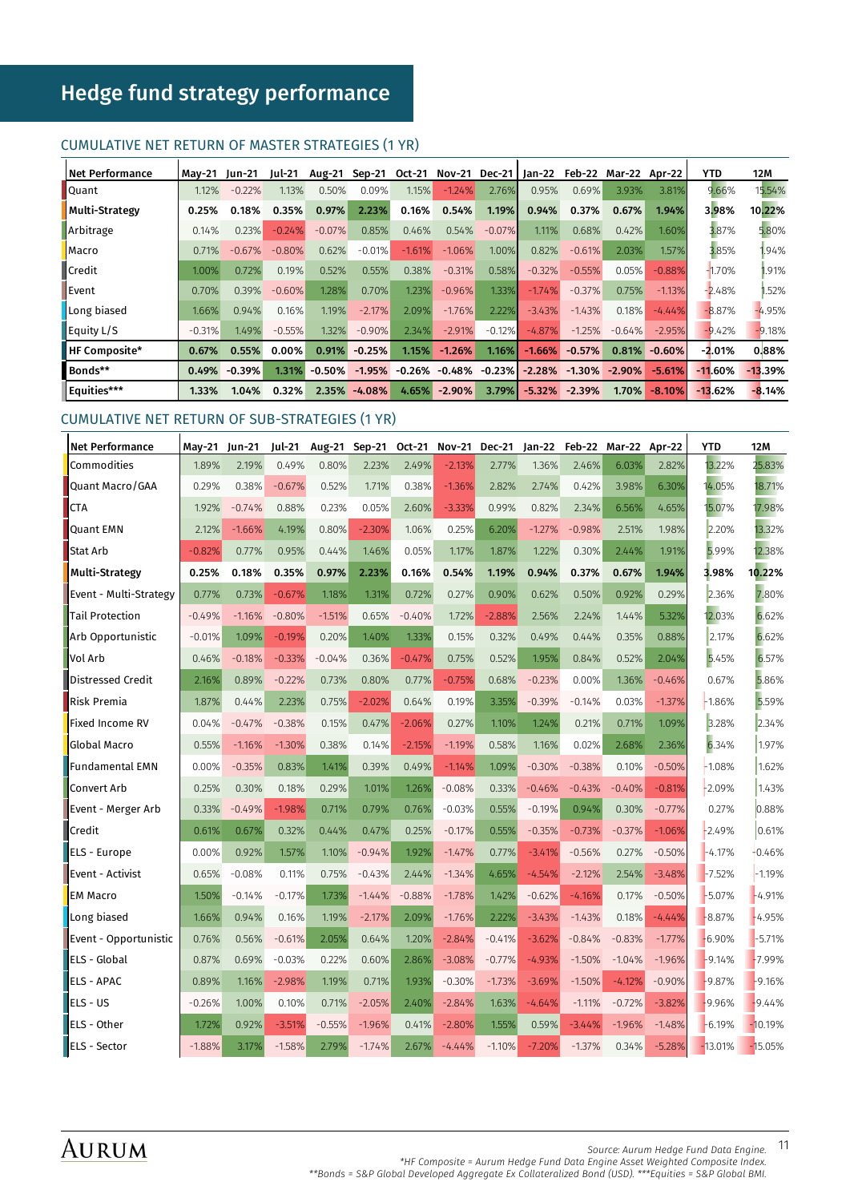# Hedge fund strategy performance

## CUMULATIVE NET RETURN OF MASTER STRATEGIES (1 YR)

| Net Performance | May-21 | Jun-21 | Jul-21 | Aug-21 | Sep-21 | Oct-21 | Nov-21 | Dec-21 | Jan-22 | Feb-22 | Mar-22 | Apr-22 | YTD | 12M |
|---|---|---|---|---|---|---|---|---|---|---|---|---|---|---|
| Quant | 1.12% | -0.22% | 1.13% | 0.50% | 0.09% | 1.15% | -1.24% | 2.76% | 0.95% | 0.69% | 3.93% | 3.81% | 9.66% | 15.54% |
| **Multi-Strategy** | **0.25%** | **0.18%** | **0.35%** | **0.97%** | **2.23%** | **0.16%** | **0.54%** | **1.19%** | **0.94%** | **0.37%** | **0.67%** | **1.94%** | **3.98%** | **10.22%** |
| Arbitrage | 0.14% | 0.23% | -0.24% | -0.07% | 0.85% | 0.46% | 0.54% | -0.07% | 1.11% | 0.68% | 0.42% | 1.60% | 3.87% | 5.80% |
| Macro | 0.71% | -0.67% | -0.80% | 0.62% | -0.01% | -1.61% | -1.06% | 1.00% | 0.82% | -0.61% | 2.03% | 1.57% | 3.85% | 1.94% |
| Credit | 1.00% | 0.72% | 0.19% | 0.52% | 0.55% | 0.38% | -0.31% | 0.58% | -0.32% | -0.55% | 0.05% | -0.88% | -1.70% | 1.91% |
| Event | 0.70% | 0.39% | -0.60% | 1.28% | 0.70% | 1.23% | -0.96% | 1.33% | -1.74% | -0.37% | 0.75% | -1.13% | -2.48% | 1.52% |
| Long biased | 1.66% | 0.94% | 0.16% | 1.19% | -2.17% | 2.09% | -1.76% | 2.22% | -3.43% | -1.43% | 0.18% | -4.44% | -8.87% | -4.95% |
| Equity L/S | -0.31% | 1.49% | -0.55% | 1.32% | -0.90% | 2.34% | -2.91% | -0.12% | -4.87% | -1.25% | -0.64% | -2.95% | -9.42% | -9.18% |
| **HF Composite*** | **0.67%** | **0.55%** | **0.00%** | **0.91%** | **-0.25%** | **1.15%** | **-1.26%** | **1.16%** | **-1.66%** | **-0.57%** | **0.81%** | **-0.60%** | **-2.01%** | **0.88%** |
| **Bonds**** | **0.49%** | **-0.39%** | **1.31%** | **-0.50%** | **-1.95%** | **-0.26%** | **-0.48%** | **-0.23%** | **-2.28%** | **-1.30%** | **-2.90%** | **-5.61%** | **-11.60%** | **-13.39%** |
| **Equities***** | **1.33%** | **1.04%** | **0.32%** | **2.35%** | **-4.08%** | **4.65%** | **-2.90%** | **3.79%** | **-5.32%** | **-2.39%** | **1.70%** | **-8.10%** | **-13.62%** | **-8.14%** |

## CUMULATIVE NET RETURN OF SUB-STRATEGIES (1 YR)

| Net Performance | May-21 | Jun-21 | Jul-21 | Aug-21 | Sep-21 | Oct-21 | Nov-21 | Dec-21 | Jan-22 | Feb-22 | Mar-22 | Apr-22 | YTD | 12M |
|---|---|---|---|---|---|---|---|---|---|---|---|---|---|---|
| Commodities | 1.89% | 2.19% | 0.49% | 0.80% | 2.23% | 2.49% | -2.13% | 2.77% | 1.36% | 2.46% | 6.03% | 2.82% | 13.22% | 25.83% |
| Quant Macro/GAA | 0.29% | 0.38% | -0.67% | 0.52% | 1.71% | 0.38% | -1.36% | 2.82% | 2.74% | 0.42% | 3.98% | 6.30% | 14.05% | 18.71% |
| CTA | 1.92% | -0.74% | 0.88% | 0.23% | 0.05% | 2.60% | -3.33% | 0.99% | 0.82% | 2.34% | 6.56% | 4.65% | 15.07% | 17.98% |
| Quant EMN | 2.12% | -1.66% | 4.19% | 0.80% | -2.30% | 1.06% | 0.25% | 6.20% | -1.27% | -0.98% | 2.51% | 1.98% | 2.20% | 13.32% |
| Stat Arb | -0.82% | 0.77% | 0.95% | 0.44% | 1.46% | 0.05% | 1.17% | 1.87% | 1.22% | 0.30% | 2.44% | 1.91% | 5.99% | 12.38% |
| **Multi-Strategy** | **0.25%** | **0.18%** | **0.35%** | **0.97%** | **2.23%** | **0.16%** | **0.54%** | **1.19%** | **0.94%** | **0.37%** | **0.67%** | **1.94%** | **3.98%** | **10.22%** |
| Event - Multi-Strategy | 0.77% | 0.73% | -0.67% | 1.18% | 1.31% | 0.72% | 0.27% | 0.90% | 0.62% | 0.50% | 0.92% | 0.29% | 2.36% | 7.80% |
| Tail Protection | -0.49% | -1.16% | -0.80% | -1.51% | 0.65% | -0.40% | 1.72% | -2.88% | 2.56% | 2.24% | 1.44% | 5.32% | 12.03% | 6.62% |
| Arb Opportunistic | -0.01% | 1.09% | -0.19% | 0.20% | 1.40% | 1.33% | 0.15% | 0.32% | 0.49% | 0.44% | 0.35% | 0.88% | 2.17% | 6.62% |
| Vol Arb | 0.46% | -0.18% | -0.33% | -0.04% | 0.36% | -0.47% | 0.75% | 0.52% | 1.95% | 0.84% | 0.52% | 2.04% | 5.45% | 6.57% |
| Distressed Credit | 2.16% | 0.89% | -0.22% | 0.73% | 0.80% | 0.77% | -0.75% | 0.68% | -0.23% | 0.00% | 1.36% | -0.46% | 0.67% | 5.86% |
| Risk Premia | 1.87% | 0.44% | 2.23% | 0.75% | -2.02% | 0.64% | 0.19% | 3.35% | -0.39% | -0.14% | 0.03% | -1.37% | -1.86% | 5.59% |
| Fixed Income RV | 0.04% | -0.47% | -0.38% | 0.15% | 0.47% | -2.06% | 0.27% | 1.10% | 1.24% | 0.21% | 0.71% | 1.09% | 3.28% | 2.34% |
| Global Macro | 0.55% | -1.16% | -1.30% | 0.38% | 0.14% | -2.15% | -1.19% | 0.58% | 1.16% | 0.02% | 2.68% | 2.36% | 6.34% | 1.97% |
| Fundamental EMN | 0.00% | -0.35% | 0.83% | 1.41% | 0.39% | 0.49% | -1.14% | 1.09% | -0.30% | -0.38% | 0.10% | -0.50% | -1.08% | 1.62% |
| Convert Arb | 0.25% | 0.30% | 0.18% | 0.29% | 1.01% | 1.26% | -0.08% | 0.33% | -0.46% | -0.43% | -0.40% | -0.81% | -2.09% | 1.43% |
| Event - Merger Arb | 0.33% | -0.49% | -1.98% | 0.71% | 0.79% | 0.76% | -0.03% | 0.55% | -0.19% | 0.94% | 0.30% | -0.77% | 0.27% | 0.88% |
| Credit | 0.61% | 0.67% | 0.32% | 0.44% | 0.47% | 0.25% | -0.17% | 0.55% | -0.35% | -0.73% | -0.37% | -1.06% | -2.49% | 0.61% |
| ELS - Europe | 0.00% | 0.92% | 1.57% | 1.10% | -0.94% | 1.92% | -1.47% | 0.77% | -3.41% | -0.56% | 0.27% | -0.50% | -4.17% | -0.46% |
| Event - Activist | 0.65% | -0.08% | 0.11% | 0.75% | -0.43% | 2.44% | -1.34% | 4.65% | -4.54% | -2.12% | 2.54% | -3.48% | -7.52% | -1.19% |
| EM Macro | 1.50% | -0.14% | -0.17% | 1.73% | -1.44% | -0.88% | -1.78% | 1.42% | -0.62% | -4.16% | 0.17% | -0.50% | -5.07% | -4.91% |
| Long biased | 1.66% | 0.94% | 0.16% | 1.19% | -2.17% | 2.09% | -1.76% | 2.22% | -3.43% | -1.43% | 0.18% | -4.44% | -8.87% | -4.95% |
| Event - Opportunistic | 0.76% | 0.56% | -0.61% | 2.05% | 0.64% | 1.20% | -2.84% | -0.41% | -3.62% | -0.84% | -0.83% | -1.77% | -6.90% | -5.71% |
| ELS - Global | 0.87% | 0.69% | -0.03% | 0.22% | 0.60% | 2.86% | -3.08% | -0.77% | -4.93% | -1.50% | -1.04% | -1.96% | -9.14% | -7.99% |
| ELS - APAC | 0.89% | 1.16% | -2.98% | 1.19% | 0.71% | 1.93% | -0.30% | -1.73% | -3.69% | -1.50% | -4.12% | -0.90% | -9.87% | -9.16% |
| ELS - US | -0.26% | 1.00% | 0.10% | 0.71% | -2.05% | 2.40% | -2.84% | 1.63% | -4.64% | -1.11% | -0.72% | -3.82% | -9.96% | -9.44% |
| ELS - Other | 1.72% | 0.92% | -3.51% | -0.55% | -1.96% | 0.41% | -2.80% | 1.55% | 0.59% | -3.44% | -1.96% | -1.48% | -6.19% | -10.19% |
| ELS - Sector | -1.88% | 3.17% | -1.58% | 2.79% | -1.74% | 2.67% | -4.44% | -1.10% | -7.20% | -1.37% | 0.34% | -5.28% | -13.01% | -15.05% |

*Source: Aurum Hedge Fund Data Engine.*
**HF Composite = Aurum Hedge Fund Data Engine Asset Weighted Composite Index.*
***Bonds = S&P Global Developed Aggregate Ex Collateralized Bond (USD). ***Equities = S&P Global BMI.*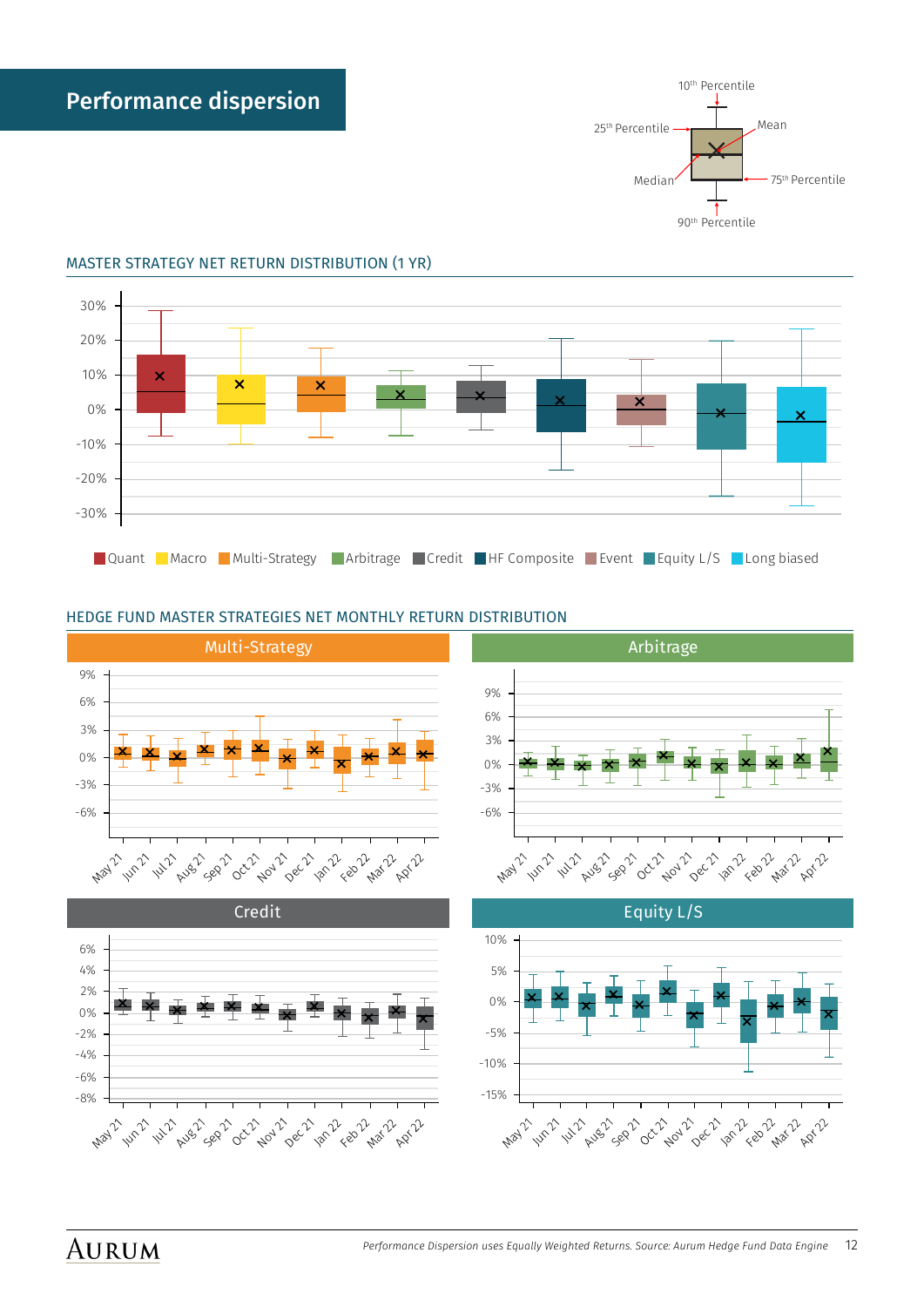# Performance dispersion

10th Percentile, 25th Percentile, Mean, Median, 75th Percentile, 90th Percentile

## MASTER STRATEGY NET RETURN DISTRIBUTION (1 YR)

Quant | Macro | Multi-Strategy | Arbitrage | Credit | HF Composite | Event | Equity L/S | Long biased

## HEDGE FUND MASTER STRATEGIES NET MONTHLY RETURN DISTRIBUTION

Multi-Strategy

Arbitrage

Credit

Equity L/S

*Performance Dispersion uses Equally Weighted Returns. Source: Aurum Hedge Fund Data Engine*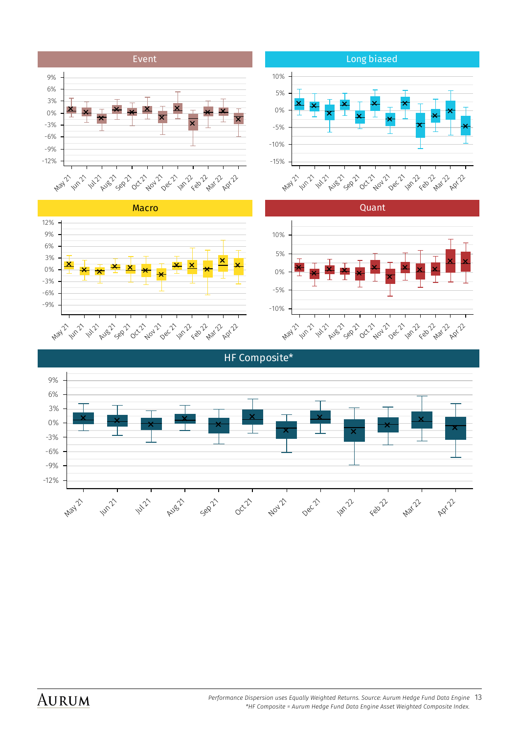## Event

## Long biased

## Macro

## Quant

## HF Composite*

*Performance Dispersion uses Equally Weighted Returns. Source: Aurum Hedge Fund Data Engine*

**HF Composite = Aurum Hedge Fund Data Engine Asset Weighted Composite Index.*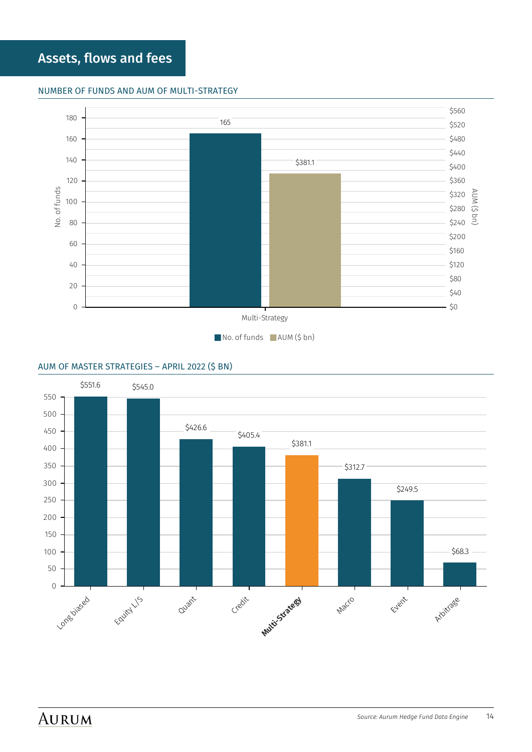# Assets, flows and fees

## NUMBER OF FUNDS AND AUM OF MULTI-STRATEGY

| | No. of funds | AUM ($ bn) |
|---|---|---|
| Multi-Strategy | 165 | $381.1 |

## AUM OF MASTER STRATEGIES – APRIL 2022 ($ BN)

| Strategy | AUM ($ bn) |
|---|---|
| Long biased | $551.6 |
| Equity L/S | $545.0 |
| Quant | $426.6 |
| Credit | $405.4 |
| **Multi-Strategy** | $381.1 |
| Macro | $312.7 |
| Event | $249.5 |
| Arbitrage | $68.3 |

*Source: Aurum Hedge Fund Data Engine*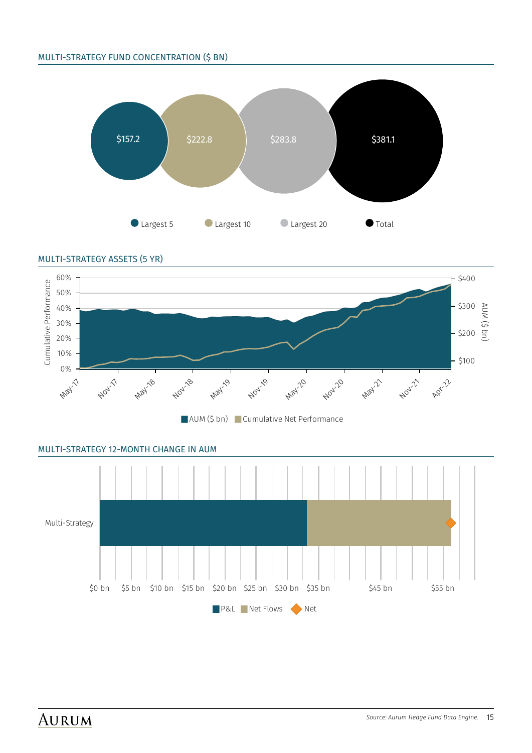## MULTI-STRATEGY FUND CONCENTRATION ($ BN)

| Largest 5 | Largest 10 | Largest 20 | Total |
|---|---|---|---|
| $157.2 | $222.8 | $283.8 | $381.1 |

## MULTI-STRATEGY ASSETS (5 YR)

Cumulative Performance: 0%, 10%, 20%, 30%, 40%, 50%, 60%

AUM ($ bn): $100, $200, $300, $400

May-17, Nov-17, May-18, Nov-18, May-19, Nov-19, May-20, Nov-20, May-21, Nov-21, Apr-22

AUM ($ bn) | Cumulative Net Performance

## MULTI-STRATEGY 12-MONTH CHANGE IN AUM

Multi-Strategy

$0 bn, $5 bn, $10 bn, $15 bn, $20 bn, $25 bn, $30 bn, $35 bn, $45 bn, $55 bn

P&L | Net Flows | Net

*Source: Aurum Hedge Fund Data Engine.*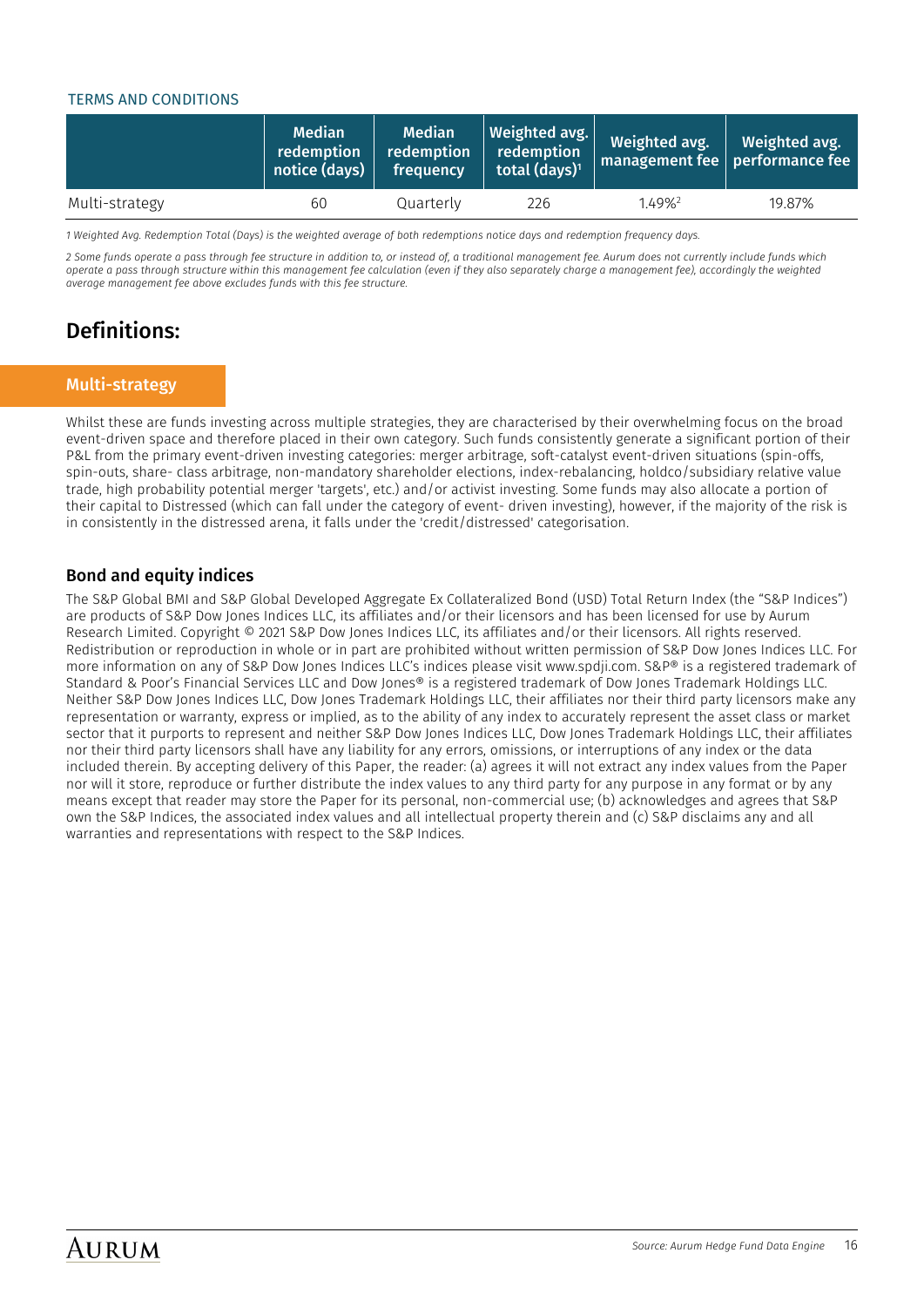TERMS AND CONDITIONS

| | Median redemption notice (days) | Median redemption frequency | Weighted avg. redemption total (days)[1] | Weighted avg. management fee | Weighted avg. performance fee |
|---|---|---|---|---|---|
| Multi-strategy | 60 | Quarterly | 226 | 1.49%[2] | 19.87% |

*1 Weighted Avg. Redemption Total (Days) is the weighted average of both redemptions notice days and redemption frequency days.*

*2 Some funds operate a pass through fee structure in addition to, or instead of, a traditional management fee. Aurum does not currently include funds which operate a pass through structure within this management fee calculation (even if they also separately charge a management fee), accordingly the weighted average management fee above excludes funds with this fee structure.*

## Definitions:

### Multi-strategy

Whilst these are funds investing across multiple strategies, they are characterised by their overwhelming focus on the broad event-driven space and therefore placed in their own category. Such funds consistently generate a significant portion of their P&L from the primary event-driven investing categories: merger arbitrage, soft-catalyst event-driven situations (spin-offs, spin-outs, share- class arbitrage, non-mandatory shareholder elections, index-rebalancing, holdco/subsidiary relative value trade, high probability potential merger 'targets', etc.) and/or activist investing. Some funds may also allocate a portion of their capital to Distressed (which can fall under the category of event- driven investing), however, if the majority of the risk is in consistently in the distressed arena, it falls under the 'credit/distressed' categorisation.

### Bond and equity indices

The S&P Global BMI and S&P Global Developed Aggregate Ex Collateralized Bond (USD) Total Return Index (the "S&P Indices") are products of S&P Dow Jones Indices LLC, its affiliates and/or their licensors and has been licensed for use by Aurum Research Limited. Copyright © 2021 S&P Dow Jones Indices LLC, its affiliates and/or their licensors. All rights reserved. Redistribution or reproduction in whole or in part are prohibited without written permission of S&P Dow Jones Indices LLC. For more information on any of S&P Dow Jones Indices LLC's indices please visit www.spdji.com. S&P® is a registered trademark of Standard & Poor's Financial Services LLC and Dow Jones® is a registered trademark of Dow Jones Trademark Holdings LLC. Neither S&P Dow Jones Indices LLC, Dow Jones Trademark Holdings LLC, their affiliates nor their third party licensors make any representation or warranty, express or implied, as to the ability of any index to accurately represent the asset class or market sector that it purports to represent and neither S&P Dow Jones Indices LLC, Dow Jones Trademark Holdings LLC, their affiliates nor their third party licensors shall have any liability for any errors, omissions, or interruptions of any index or the data included therein. By accepting delivery of this Paper, the reader: (a) agrees it will not extract any index values from the Paper nor will it store, reproduce or further distribute the index values to any third party for any purpose in any format or by any means except that reader may store the Paper for its personal, non-commercial use; (b) acknowledges and agrees that S&P own the S&P Indices, the associated index values and all intellectual property therein and (c) S&P disclaims any and all warranties and representations with respect to the S&P Indices.

Source: Aurum Hedge Fund Data Engine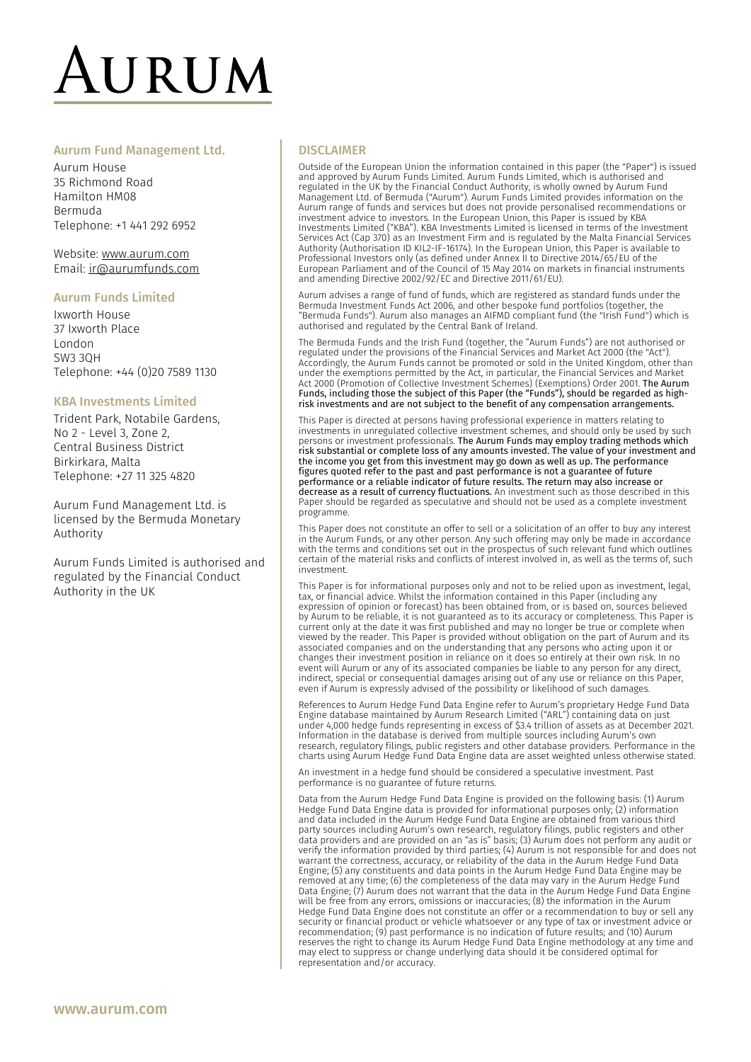# AURUM

## Aurum Fund Management Ltd.

Aurum House
35 Richmond Road
Hamilton HM08
Bermuda
Telephone: +1 441 292 6952

Website: www.aurum.com
Email: ir@aurumfunds.com

## Aurum Funds Limited

Ixworth House
37 Ixworth Place
London
SW3 3QH
Telephone: +44 (0)20 7589 1130

## KBA Investments Limited

Trident Park, Notabile Gardens,
No 2 - Level 3, Zone 2,
Central Business District
Birkirkara, Malta
Telephone: +27 11 325 4820

Aurum Fund Management Ltd. is licensed by the Bermuda Monetary Authority

Aurum Funds Limited is authorised and regulated by the Financial Conduct Authority in the UK

## DISCLAIMER

Outside of the European Union the information contained in this paper (the "Paper") is issued and approved by Aurum Funds Limited. Aurum Funds Limited, which is authorised and regulated in the UK by the Financial Conduct Authority, is wholly owned by Aurum Fund Management Ltd. of Bermuda ("Aurum"). Aurum Funds Limited provides information on the Aurum range of funds and services but does not provide personalised recommendations or investment advice to investors. In the European Union, this Paper is issued by KBA Investments Limited ("KBA"). KBA Investments Limited is licensed in terms of the Investment Services Act (Cap 370) as an Investment Firm and is regulated by the Malta Financial Services Authority (Authorisation ID KIL2-IF-16174). In the European Union, this Paper is available to Professional Investors only (as defined under Annex II to Directive 2014/65/EU of the European Parliament and of the Council of 15 May 2014 on markets in financial instruments and amending Directive 2002/92/EC and Directive 2011/61/EU).

Aurum advises a range of fund of funds, which are registered as standard funds under the Bermuda Investment Funds Act 2006, and other bespoke fund portfolios (together, the "Bermuda Funds"). Aurum also manages an AIFMD compliant fund (the "Irish Fund") which is authorised and regulated by the Central Bank of Ireland.

The Bermuda Funds and the Irish Fund (together, the "Aurum Funds") are not authorised or regulated under the provisions of the Financial Services and Market Act 2000 (the "Act"). Accordingly, the Aurum Funds cannot be promoted or sold in the United Kingdom, other than under the exemptions permitted by the Act, in particular, the Financial Services and Market Act 2000 (Promotion of Collective Investment Schemes) (Exemptions) Order 2001. **The Aurum Funds, including those the subject of this Paper (the "Funds"), should be regarded as high-risk investments and are not subject to the benefit of any compensation arrangements.**

This Paper is directed at persons having professional experience in matters relating to investments in unregulated collective investment schemes, and should only be used by such persons or investment professionals. **The Aurum Funds may employ trading methods which risk substantial or complete loss of any amounts invested. The value of your investment and the income you get from this investment may go down as well as up. The performance figures quoted refer to the past and past performance is not a guarantee of future performance or a reliable indicator of future results. The return may also increase or decrease as a result of currency fluctuations.** An investment such as those described in this Paper should be regarded as speculative and should not be used as a complete investment programme.

This Paper does not constitute an offer to sell or a solicitation of an offer to buy any interest in the Aurum Funds, or any other person. Any such offering may only be made in accordance with the terms and conditions set out in the prospectus of such relevant fund which outlines certain of the material risks and conflicts of interest involved in, as well as the terms of, such investment.

This Paper is for informational purposes only and not to be relied upon as investment, legal, tax, or financial advice. Whilst the information contained in this Paper (including any expression of opinion or forecast) has been obtained from, or is based on, sources believed by Aurum to be reliable, it is not guaranteed as to its accuracy or completeness. This Paper is current only at the date it was first published and may no longer be true or complete when viewed by the reader. This Paper is provided without obligation on the part of Aurum and its associated companies and on the understanding that any persons who acting upon it or changes their investment position in reliance on it does so entirely at their own risk. In no event will Aurum or any of its associated companies be liable to any person for any direct, indirect, special or consequential damages arising out of any use or reliance on this Paper, even if Aurum is expressly advised of the possibility or likelihood of such damages.

References to Aurum Hedge Fund Data Engine refer to Aurum's proprietary Hedge Fund Data Engine database maintained by Aurum Research Limited ("ARL") containing data on just under 4,000 hedge funds representing in excess of $3.4 trillion of assets as at December 2021. Information in the database is derived from multiple sources including Aurum's own research, regulatory filings, public registers and other database providers. Performance in the charts using Aurum Hedge Fund Data Engine data are asset weighted unless otherwise stated.

An investment in a hedge fund should be considered a speculative investment. Past performance is no guarantee of future returns.

Data from the Aurum Hedge Fund Data Engine is provided on the following basis: (1) Aurum Hedge Fund Data Engine data is provided for informational purposes only; (2) information and data included in the Aurum Hedge Fund Data Engine are obtained from various third party sources including Aurum's own research, regulatory filings, public registers and other data providers and are provided on an "as is" basis; (3) Aurum does not perform any audit or verify the information provided by third parties; (4) Aurum is not responsible for and does not warrant the correctness, accuracy, or reliability of the data in the Aurum Hedge Fund Data Engine; (5) any constituents and data points in the Aurum Hedge Fund Data Engine may be removed at any time; (6) the completeness of the data may vary in the Aurum Hedge Fund Data Engine; (7) Aurum does not warrant that the data in the Aurum Hedge Fund Data Engine will be free from any errors, omissions or inaccuracies; (8) the information in the Aurum Hedge Fund Data Engine does not constitute an offer or a recommendation to buy or sell any security or financial product or vehicle whatsoever or any type of tax or investment advice or recommendation; (9) past performance is no indication of future results; and (10) Aurum reserves the right to change its Aurum Hedge Fund Data Engine methodology at any time and may elect to suppress or change underlying data should it be considered optimal for representation and/or accuracy.

www.aurum.com